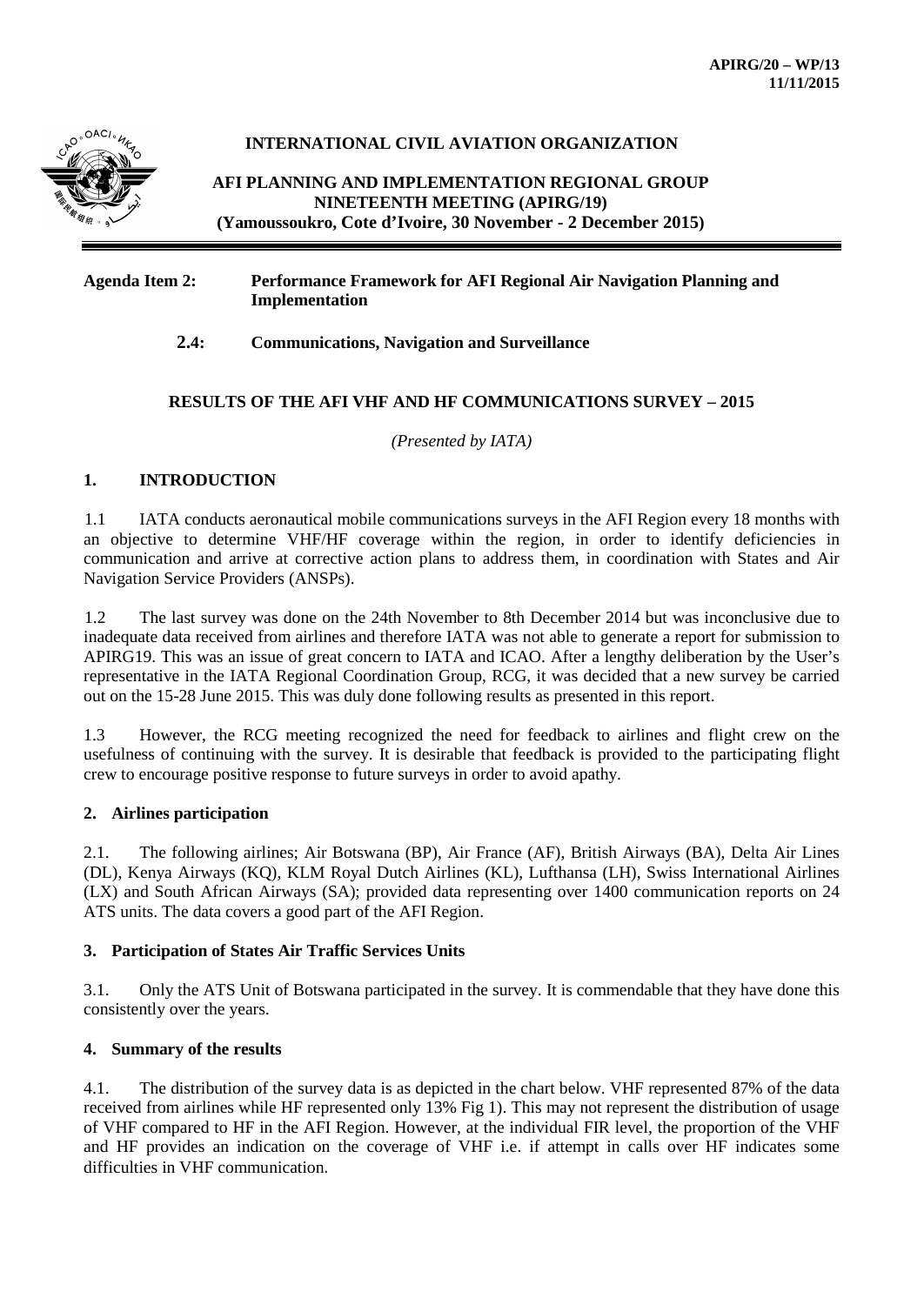APIRG/20 – WP/13
11/11/2015

**INTERNATIONAL CIVIL AVIATION ORGANIZATION**

**AFI PLANNING AND IMPLEMENTATION REGIONAL GROUP NINETEENTH MEETING (APIRG/19)**
**(Yamoussoukro, Cote d'Ivoire, 30 November - 2 December 2015)**

---

**Agenda Item 2: Performance Framework for AFI Regional Air Navigation Planning and Implementation**

**2.4: Communications, Navigation and Surveillance**

## RESULTS OF THE AFI VHF AND HF COMMUNICATIONS SURVEY – 2015

*(Presented by IATA)*

## 1. INTRODUCTION

1.1 IATA conducts aeronautical mobile communications surveys in the AFI Region every 18 months with an objective to determine VHF/HF coverage within the region, in order to identify deficiencies in communication and arrive at corrective action plans to address them, in coordination with States and Air Navigation Service Providers (ANSPs).

1.2 The last survey was done on the 24th November to 8th December 2014 but was inconclusive due to inadequate data received from airlines and therefore IATA was not able to generate a report for submission to APIRG19. This was an issue of great concern to IATA and ICAO. After a lengthy deliberation by the User's representative in the IATA Regional Coordination Group, RCG, it was decided that a new survey be carried out on the 15-28 June 2015. This was duly done following results as presented in this report.

1.3 However, the RCG meeting recognized the need for feedback to airlines and flight crew on the usefulness of continuing with the survey. It is desirable that feedback is provided to the participating flight crew to encourage positive response to future surveys in order to avoid apathy.

## 2. Airlines participation

2.1. The following airlines; Air Botswana (BP), Air France (AF), British Airways (BA), Delta Air Lines (DL), Kenya Airways (KQ), KLM Royal Dutch Airlines (KL), Lufthansa (LH), Swiss International Airlines (LX) and South African Airways (SA); provided data representing over 1400 communication reports on 24 ATS units. The data covers a good part of the AFI Region.

## 3. Participation of States Air Traffic Services Units

3.1. Only the ATS Unit of Botswana participated in the survey. It is commendable that they have done this consistently over the years.

## 4. Summary of the results

4.1. The distribution of the survey data is as depicted in the chart below. VHF represented 87% of the data received from airlines while HF represented only 13% Fig 1). This may not represent the distribution of usage of VHF compared to HF in the AFI Region. However, at the individual FIR level, the proportion of the VHF and HF provides an indication on the coverage of VHF i.e. if attempt in calls over HF indicates some difficulties in VHF communication.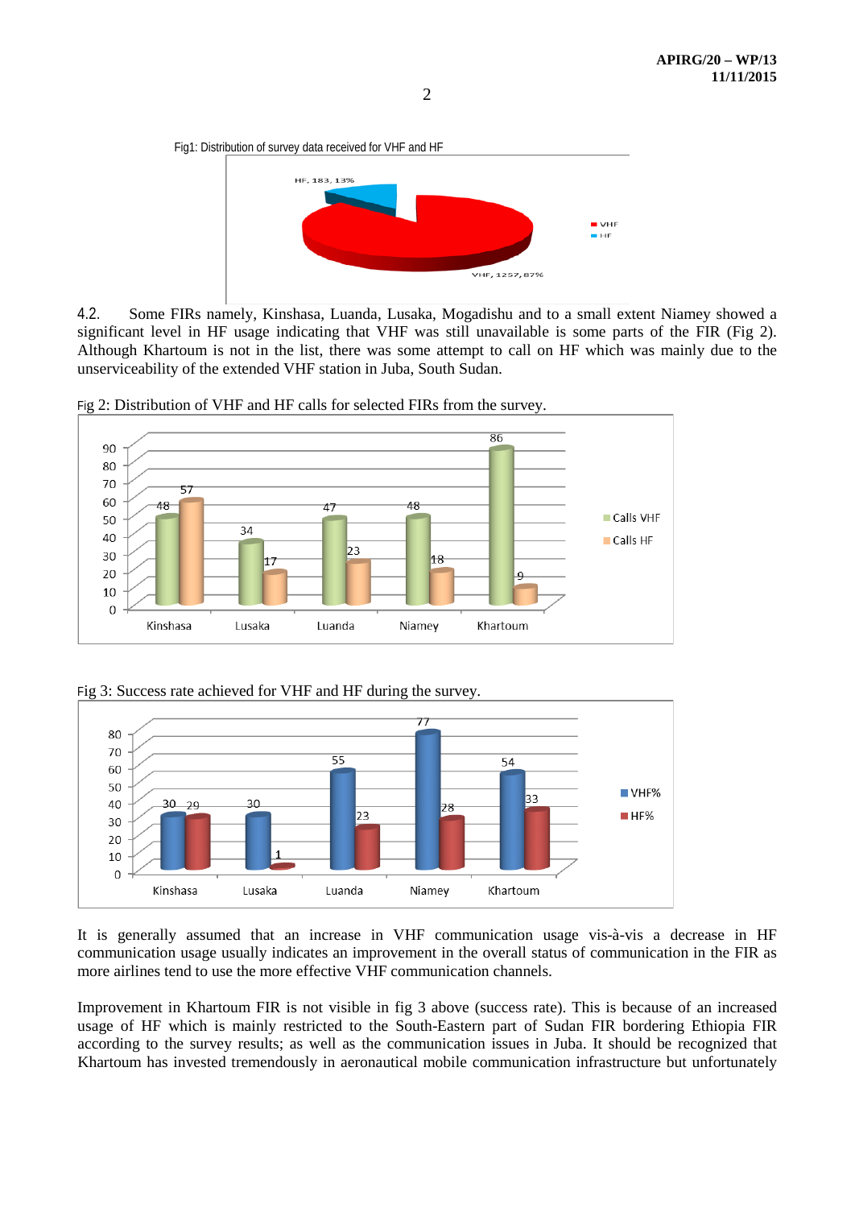Fig1: Distribution of survey data received for VHF and HF

4.2. Some FIRs namely, Kinshasa, Luanda, Lusaka, Mogadishu and to a small extent Niamey showed a significant level in HF usage indicating that VHF was still unavailable is some parts of the FIR (Fig 2). Although Khartoum is not in the list, there was some attempt to call on HF which was mainly due to the unserviceability of the extended VHF station in Juba, South Sudan.

Fig 2: Distribution of VHF and HF calls for selected FIRs from the survey.

Fig 3: Success rate achieved for VHF and HF during the survey.

It is generally assumed that an increase in VHF communication usage vis-à-vis a decrease in HF communication usage usually indicates an improvement in the overall status of communication in the FIR as more airlines tend to use the more effective VHF communication channels.

Improvement in Khartoum FIR is not visible in fig 3 above (success rate). This is because of an increased usage of HF which is mainly restricted to the South-Eastern part of Sudan FIR bordering Ethiopia FIR according to the survey results; as well as the communication issues in Juba. It should be recognized that Khartoum has invested tremendously in aeronautical mobile communication infrastructure but unfortunately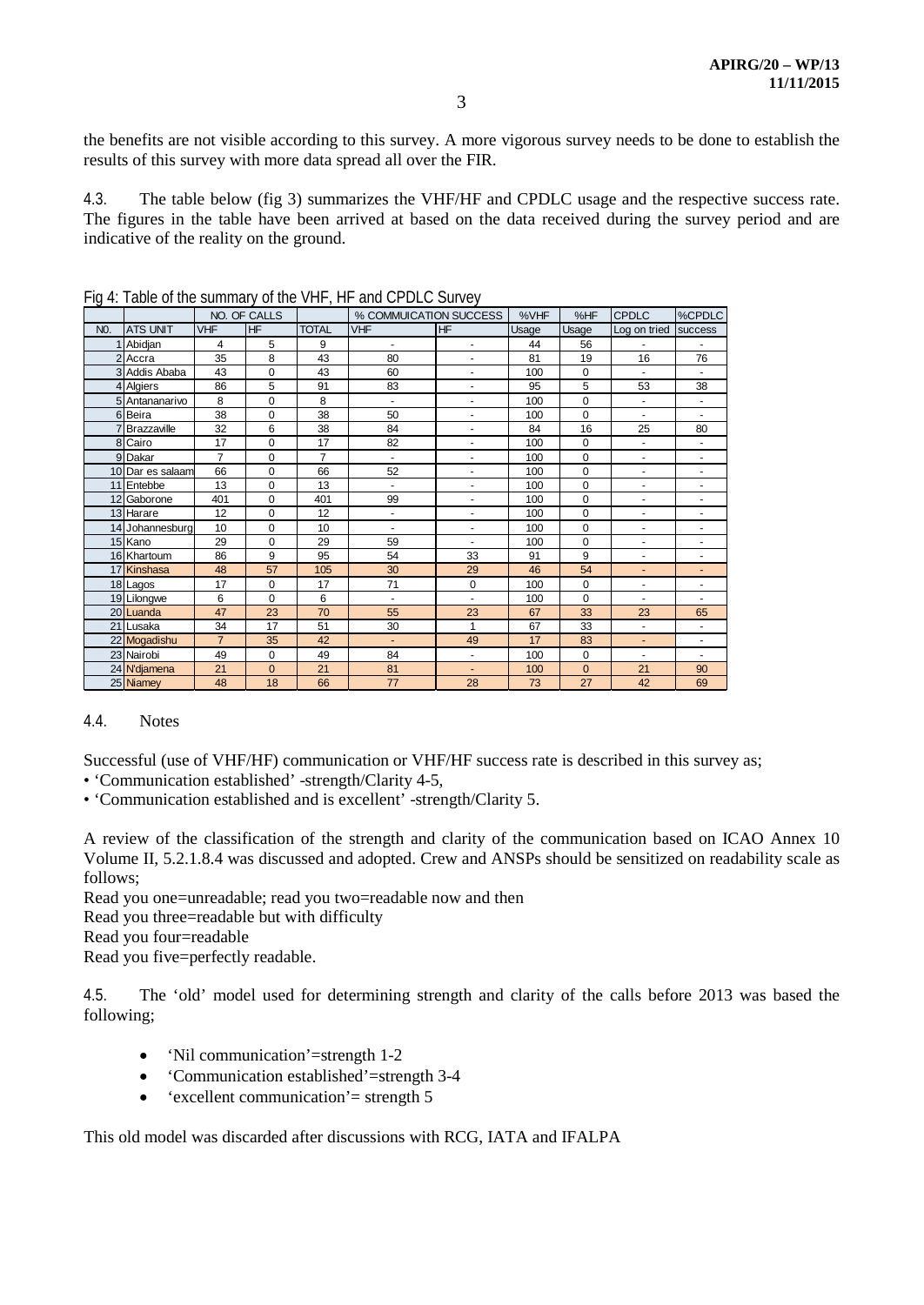the benefits are not visible according to this survey. A more vigorous survey needs to be done to establish the results of this survey with more data spread all over the FIR.

4.3. The table below (fig 3) summarizes the VHF/HF and CPDLC usage and the respective success rate. The figures in the table have been arrived at based on the data received during the survey period and are indicative of the reality on the ground.

Fig 4: Table of the summary of the VHF, HF and CPDLC Survey

| | | NO. OF CALLS | | | % COMMUICATION SUCCESS | | %VHF | %HF | CPDLC | %CPDLC |
|---|---|---|---|---|---|---|---|---|---|---|
| N0. | ATS UNIT | VHF | HF | TOTAL | VHF | HF | Usage | Usage | Log on tried | success |
| 1 | Abidjan | 4 | 5 | 9 | - | - | 44 | 56 | - | - |
| 2 | Accra | 35 | 8 | 43 | 80 | - | 81 | 19 | 16 | 76 |
| 3 | Addis Ababa | 43 | 0 | 43 | 60 | - | 100 | 0 | - | - |
| 4 | Algiers | 86 | 5 | 91 | 83 | - | 95 | 5 | 53 | 38 |
| 5 | Antananarivo | 8 | 0 | 8 | - | - | 100 | 0 | - | - |
| 6 | Beira | 38 | 0 | 38 | 50 | - | 100 | 0 | - | - |
| 7 | Brazzaville | 32 | 6 | 38 | 84 | - | 84 | 16 | 25 | 80 |
| 8 | Cairo | 17 | 0 | 17 | 82 | - | 100 | 0 | - | - |
| 9 | Dakar | 7 | 0 | 7 | - | - | 100 | 0 | - | - |
| 10 | Dar es salaam | 66 | 0 | 66 | 52 | - | 100 | 0 | - | - |
| 11 | Entebbe | 13 | 0 | 13 | - | - | 100 | 0 | - | - |
| 12 | Gaborone | 401 | 0 | 401 | 99 | - | 100 | 0 | - | - |
| 13 | Harare | 12 | 0 | 12 | - | - | 100 | 0 | - | - |
| 14 | Johannesburg | 10 | 0 | 10 | - | - | 100 | 0 | - | - |
| 15 | Kano | 29 | 0 | 29 | 59 | - | 100 | 0 | - | - |
| 16 | Khartoum | 86 | 9 | 95 | 54 | 33 | 91 | 9 | - | - |
| 17 | Kinshasa | 48 | 57 | 105 | 30 | 29 | 46 | 54 | - | - |
| 18 | Lagos | 17 | 0 | 17 | 71 | 0 | 100 | 0 | - | - |
| 19 | Lilongwe | 6 | 0 | 6 | - | - | 100 | 0 | - | - |
| 20 | Luanda | 47 | 23 | 70 | 55 | 23 | 67 | 33 | 23 | 65 |
| 21 | Lusaka | 34 | 17 | 51 | 30 | 1 | 67 | 33 | - | - |
| 22 | Mogadishu | 7 | 35 | 42 | - | 49 | 17 | 83 | - | - |
| 23 | Nairobi | 49 | 0 | 49 | 84 | - | 100 | 0 | - | - |
| 24 | N'djamena | 21 | 0 | 21 | 81 | - | 100 | 0 | 21 | 90 |
| 25 | Niamey | 48 | 18 | 66 | 77 | 28 | 73 | 27 | 42 | 69 |

4.4. Notes

Successful (use of VHF/HF) communication or VHF/HF success rate is described in this survey as;

- 'Communication established' -strength/Clarity 4-5,
- 'Communication established and is excellent' -strength/Clarity 5.

A review of the classification of the strength and clarity of the communication based on ICAO Annex 10 Volume II, 5.2.1.8.4 was discussed and adopted. Crew and ANSPs should be sensitized on readability scale as follows;

Read you one=unreadable; read you two=readable now and then

Read you three=readable but with difficulty

Read you four=readable

Read you five=perfectly readable.

4.5. The 'old' model used for determining strength and clarity of the calls before 2013 was based the following;

- 'Nil communication'=strength 1-2
- 'Communication established'=strength 3-4
- 'excellent communication'= strength 5

This old model was discarded after discussions with RCG, IATA and IFALPA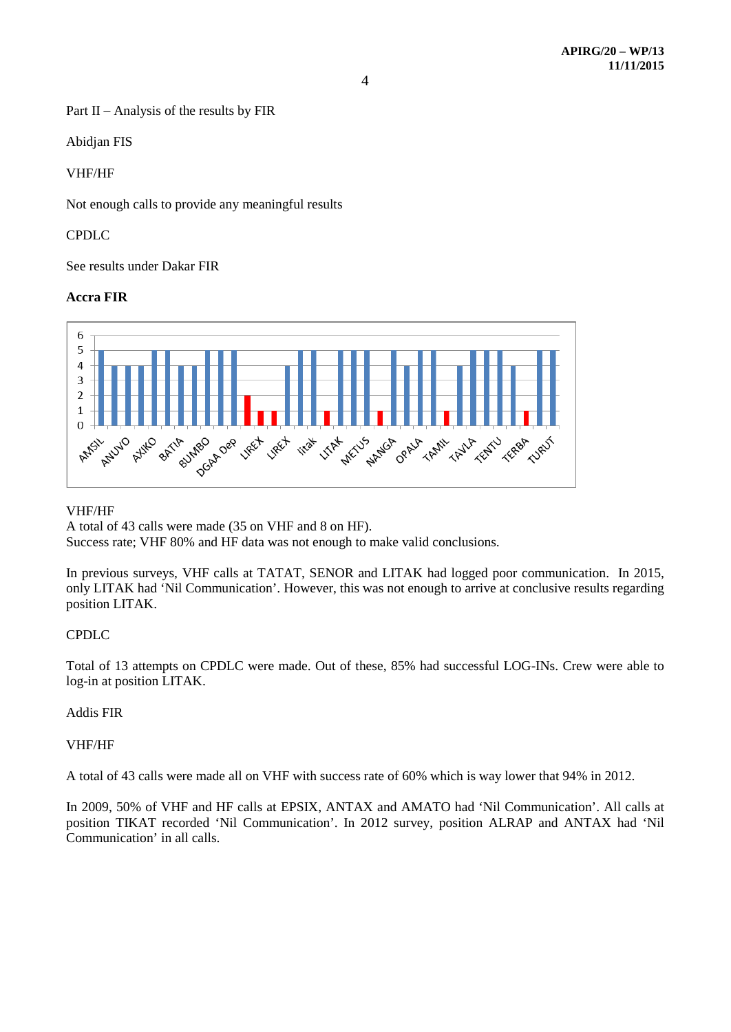Part II – Analysis of the results by FIR

Abidjan FIS

VHF/HF

Not enough calls to provide any meaningful results

CPDLC

See results under Dakar FIR

**Accra FIR**

VHF/HF

A total of 43 calls were made (35 on VHF and 8 on HF).

Success rate; VHF 80% and HF data was not enough to make valid conclusions.

In previous surveys, VHF calls at TATAT, SENOR and LITAK had logged poor communication. In 2015, only LITAK had 'Nil Communication'. However, this was not enough to arrive at conclusive results regarding position LITAK.

CPDLC

Total of 13 attempts on CPDLC were made. Out of these, 85% had successful LOG-INs. Crew were able to log-in at position LITAK.

Addis FIR

VHF/HF

A total of 43 calls were made all on VHF with success rate of 60% which is way lower that 94% in 2012.

In 2009, 50% of VHF and HF calls at EPSIX, ANTAX and AMATO had 'Nil Communication'. All calls at position TIKAT recorded 'Nil Communication'. In 2012 survey, position ALRAP and ANTAX had 'Nil Communication' in all calls.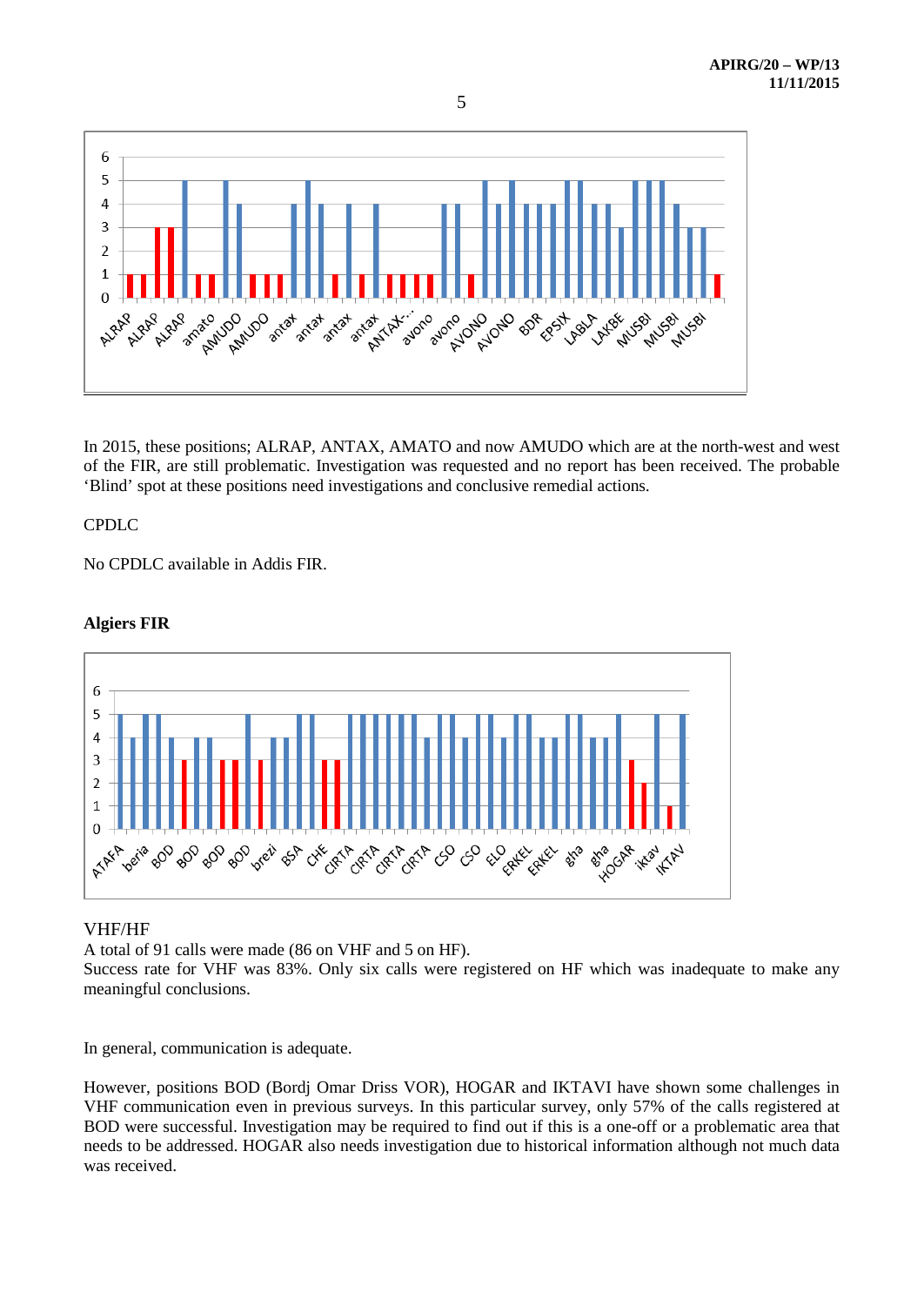In 2015, these positions; ALRAP, ANTAX, AMATO and now AMUDO which are at the north-west and west of the FIR, are still problematic. Investigation was requested and no report has been received. The probable 'Blind' spot at these positions need investigations and conclusive remedial actions.

CPDLC

No CPDLC available in Addis FIR.

**Algiers FIR**

VHF/HF

A total of 91 calls were made (86 on VHF and 5 on HF).

Success rate for VHF was 83%. Only six calls were registered on HF which was inadequate to make any meaningful conclusions.

In general, communication is adequate.

However, positions BOD (Bordj Omar Driss VOR), HOGAR and IKTAVI have shown some challenges in VHF communication even in previous surveys. In this particular survey, only 57% of the calls registered at BOD were successful. Investigation may be required to find out if this is a one-off or a problematic area that needs to be addressed. HOGAR also needs investigation due to historical information although not much data was received.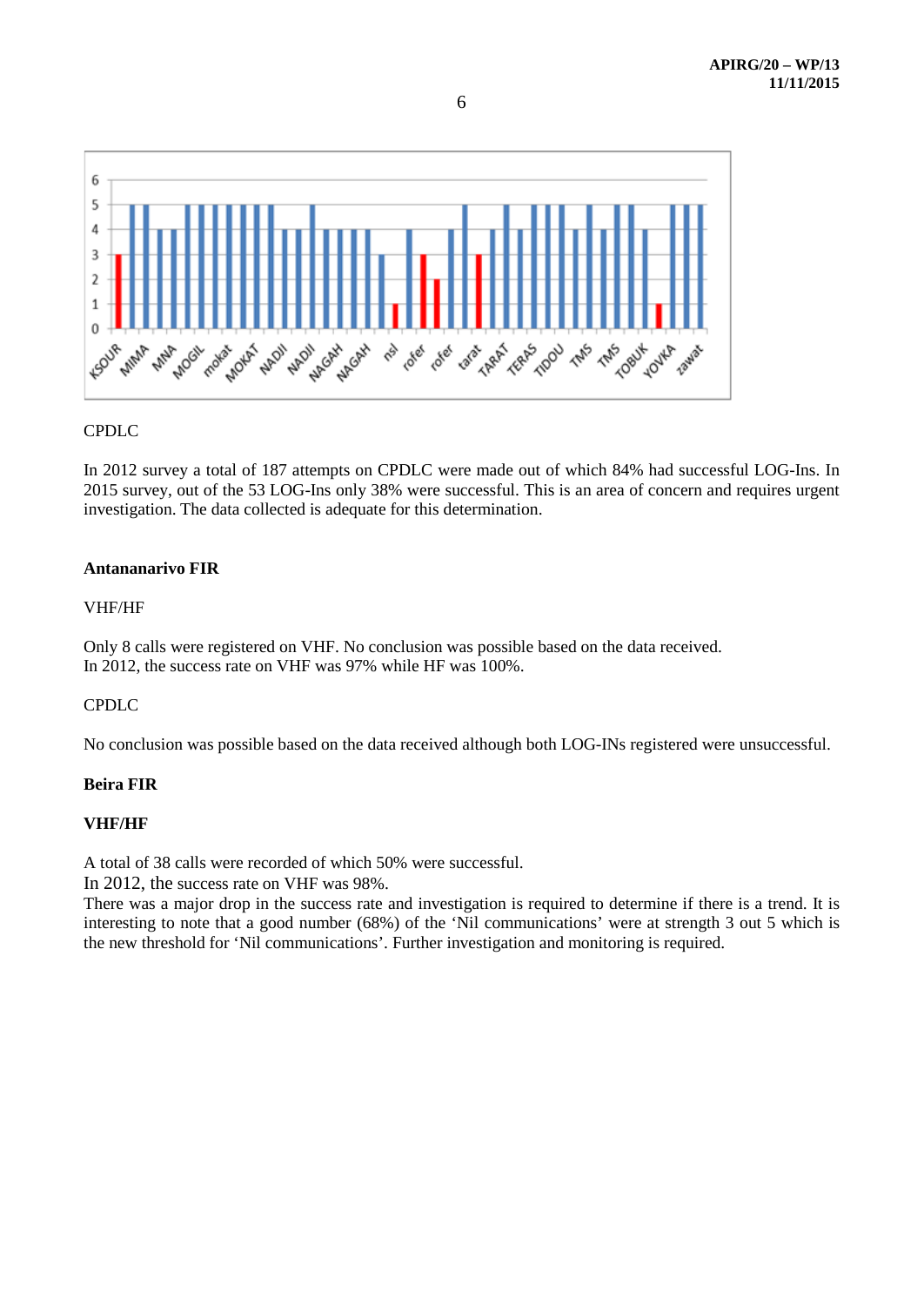CPDLC

In 2012 survey a total of 187 attempts on CPDLC were made out of which 84% had successful LOG-Ins. In 2015 survey, out of the 53 LOG-Ins only 38% were successful. This is an area of concern and requires urgent investigation. The data collected is adequate for this determination.

**Antananarivo FIR**

VHF/HF

Only 8 calls were registered on VHF. No conclusion was possible based on the data received.
In 2012, the success rate on VHF was 97% while HF was 100%.

CPDLC

No conclusion was possible based on the data received although both LOG-INs registered were unsuccessful.

**Beira FIR**

**VHF/HF**

A total of 38 calls were recorded of which 50% were successful.
In 2012, the success rate on VHF was 98%.
There was a major drop in the success rate and investigation is required to determine if there is a trend. It is interesting to note that a good number (68%) of the 'Nil communications' were at strength 3 out 5 which is the new threshold for 'Nil communications'. Further investigation and monitoring is required.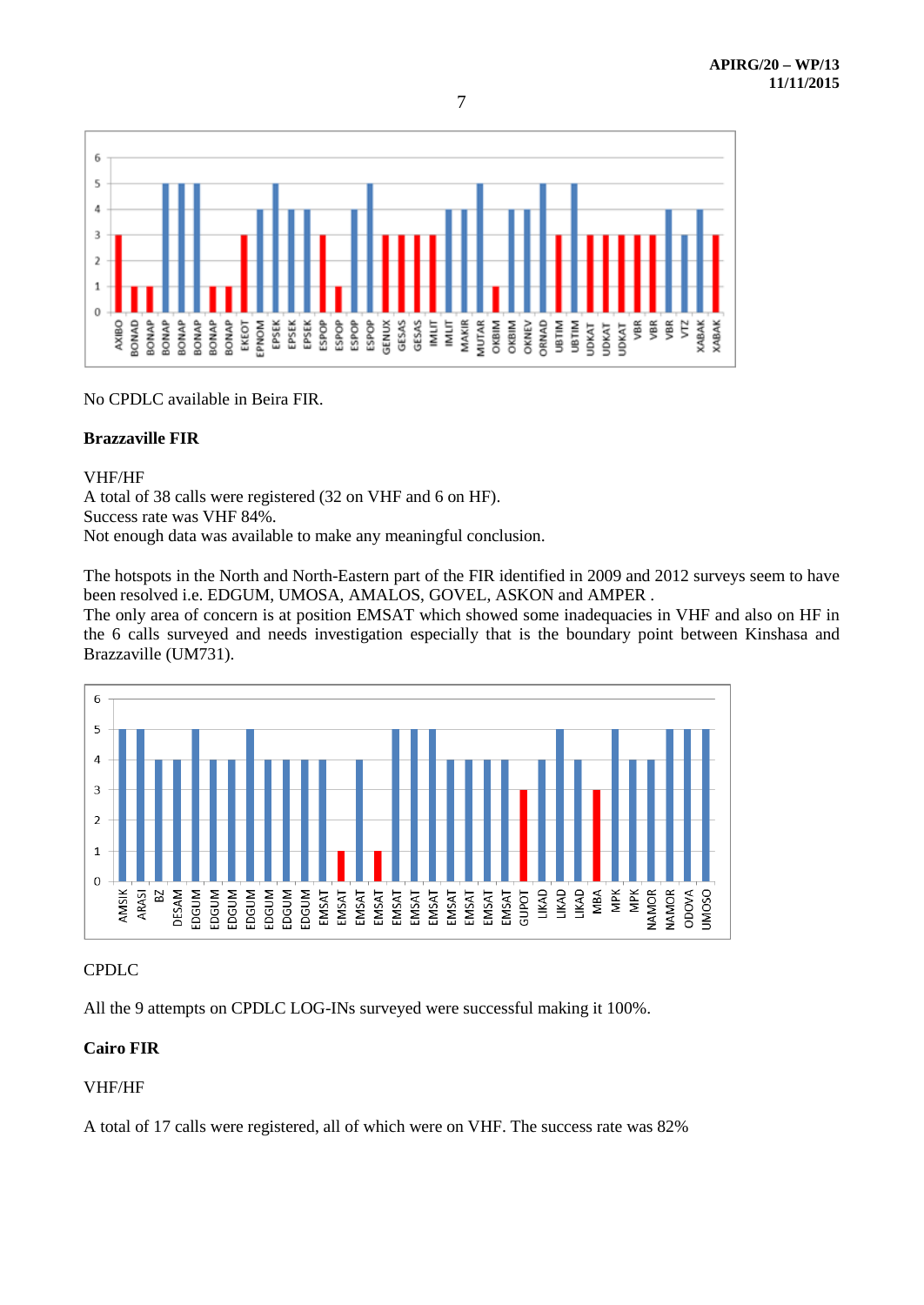No CPDLC available in Beira FIR.

**Brazzaville FIR**

VHF/HF

A total of 38 calls were registered (32 on VHF and 6 on HF).

Success rate was VHF 84%.

Not enough data was available to make any meaningful conclusion.

The hotspots in the North and North-Eastern part of the FIR identified in 2009 and 2012 surveys seem to have been resolved i.e. EDGUM, UMOSA, AMALOS, GOVEL, ASKON and AMPER .

The only area of concern is at position EMSAT which showed some inadequacies in VHF and also on HF in the 6 calls surveyed and needs investigation especially that is the boundary point between Kinshasa and Brazzaville (UM731).

CPDLC

All the 9 attempts on CPDLC LOG-INs surveyed were successful making it 100%.

**Cairo FIR**

VHF/HF

A total of 17 calls were registered, all of which were on VHF. The success rate was 82%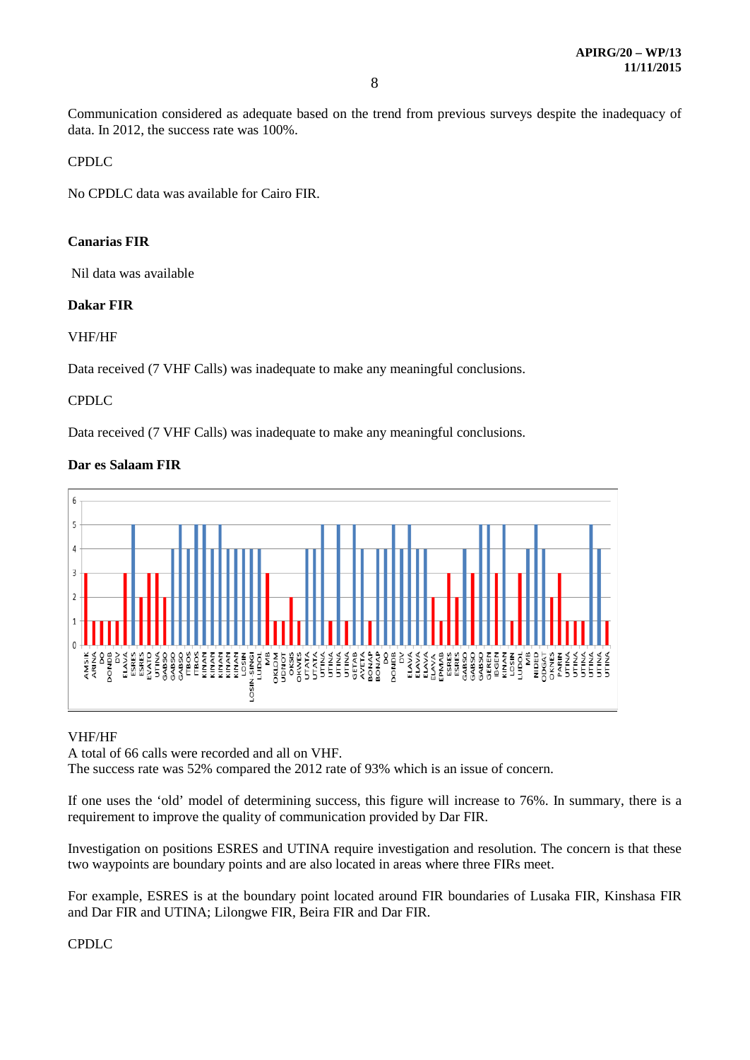Communication considered as adequate based on the trend from previous surveys despite the inadequacy of data. In 2012, the success rate was 100%.

CPDLC

No CPDLC data was available for Cairo FIR.

**Canarias FIR**

Nil data was available

**Dakar FIR**

VHF/HF

Data received (7 VHF Calls) was inadequate to make any meaningful conclusions.

CPDLC

Data received (7 VHF Calls) was inadequate to make any meaningful conclusions.

**Dar es Salaam FIR**

VHF/HF

A total of 66 calls were recorded and all on VHF.

The success rate was 52% compared the 2012 rate of 93% which is an issue of concern.

If one uses the 'old' model of determining success, this figure will increase to 76%. In summary, there is a requirement to improve the quality of communication provided by Dar FIR.

Investigation on positions ESRES and UTINA require investigation and resolution. The concern is that these two waypoints are boundary points and are also located in areas where three FIRs meet.

For example, ESRES is at the boundary point located around FIR boundaries of Lusaka FIR, Kinshasa FIR and Dar FIR and UTINA; Lilongwe FIR, Beira FIR and Dar FIR.

CPDLC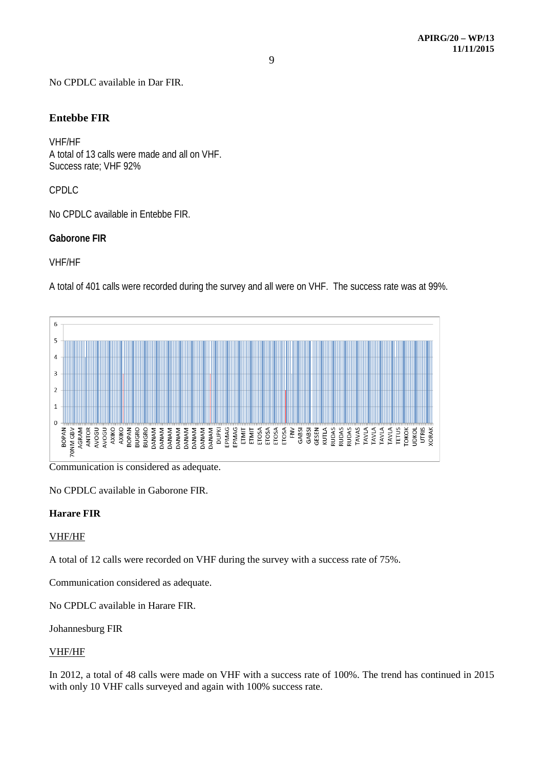No CPDLC available in Dar FIR.

## Entebbe FIR

VHF/HF
A total of 13 calls were made and all on VHF.
Success rate; VHF 92%

CPDLC

No CPDLC available in Entebbe FIR.

**Gaborone FIR**

VHF/HF

A total of 401 calls were recorded during the survey and all were on VHF. The success rate was at 99%.

Communication is considered as adequate.

No CPDLC available in Gaborone FIR.

**Harare FIR**

VHF/HF

A total of 12 calls were recorded on VHF during the survey with a success rate of 75%.

Communication considered as adequate.

No CPDLC available in Harare FIR.

Johannesburg FIR

VHF/HF

In 2012, a total of 48 calls were made on VHF with a success rate of 100%. The trend has continued in 2015 with only 10 VHF calls surveyed and again with 100% success rate.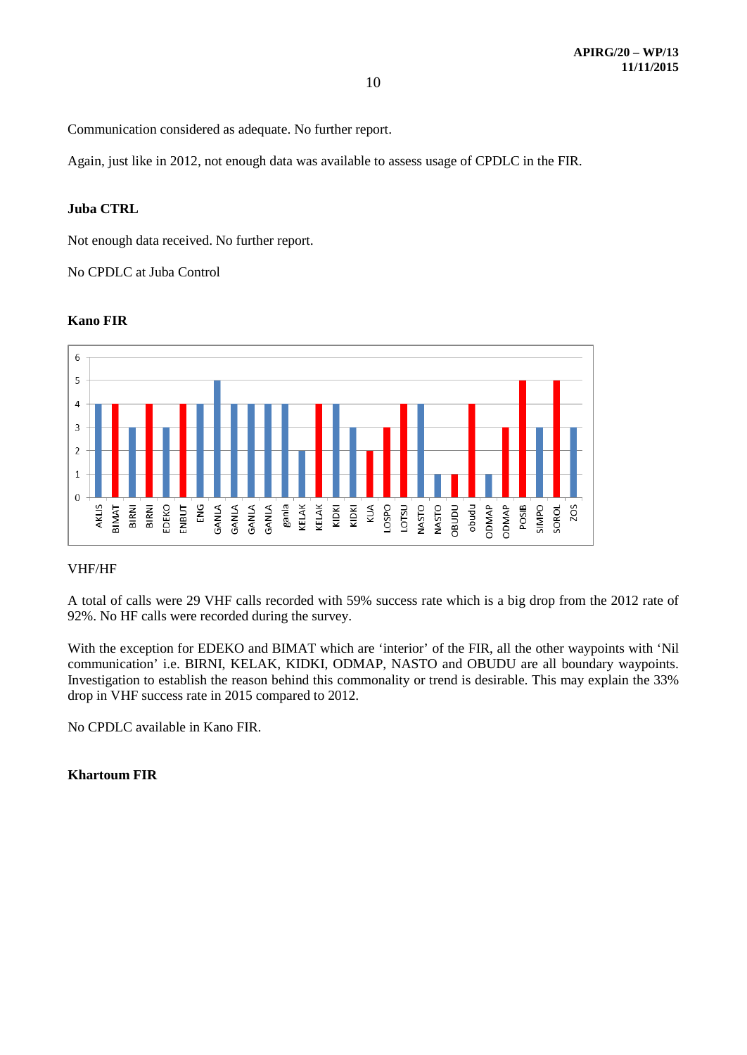Communication considered as adequate. No further report.

Again, just like in 2012, not enough data was available to assess usage of CPDLC in the FIR.

**Juba CTRL**

Not enough data received. No further report.

No CPDLC at Juba Control

**Kano FIR**

VHF/HF

A total of calls were 29 VHF calls recorded with 59% success rate which is a big drop from the 2012 rate of 92%. No HF calls were recorded during the survey.

With the exception for EDEKO and BIMAT which are 'interior' of the FIR, all the other waypoints with 'Nil communication' i.e. BIRNI, KELAK, KIDKI, ODMAP, NASTO and OBUDU are all boundary waypoints. Investigation to establish the reason behind this commonality or trend is desirable. This may explain the 33% drop in VHF success rate in 2015 compared to 2012.

No CPDLC available in Kano FIR.

**Khartoum FIR**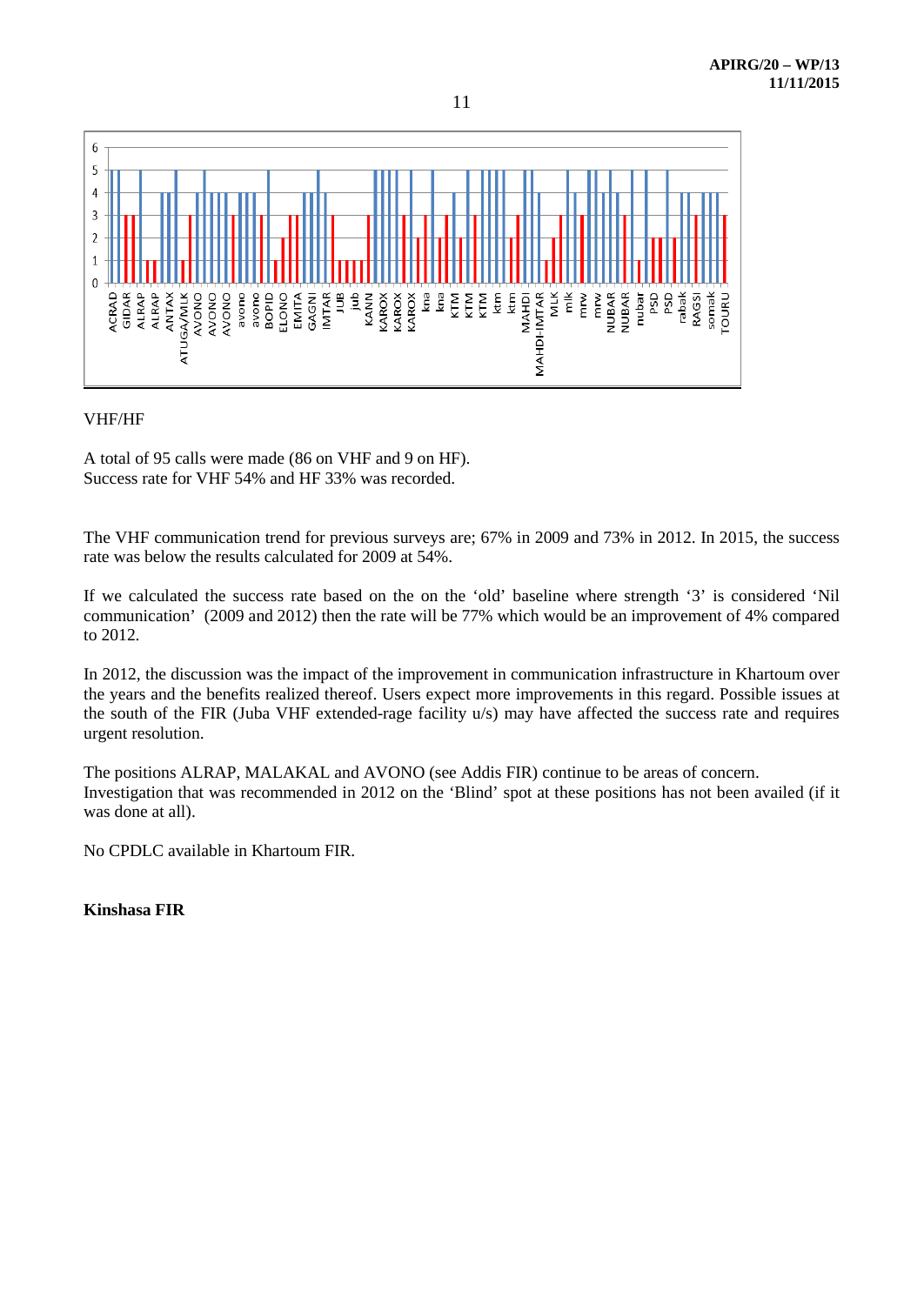VHF/HF

A total of 95 calls were made (86 on VHF and 9 on HF).
Success rate for VHF 54% and HF 33% was recorded.

The VHF communication trend for previous surveys are; 67% in 2009 and 73% in 2012. In 2015, the success rate was below the results calculated for 2009 at 54%.

If we calculated the success rate based on the on the 'old' baseline where strength '3' is considered 'Nil communication' (2009 and 2012) then the rate will be 77% which would be an improvement of 4% compared to 2012.

In 2012, the discussion was the impact of the improvement in communication infrastructure in Khartoum over the years and the benefits realized thereof. Users expect more improvements in this regard. Possible issues at the south of the FIR (Juba VHF extended-rage facility u/s) may have affected the success rate and requires urgent resolution.

The positions ALRAP, MALAKAL and AVONO (see Addis FIR) continue to be areas of concern.
Investigation that was recommended in 2012 on the 'Blind' spot at these positions has not been availed (if it was done at all).

No CPDLC available in Khartoum FIR.

**Kinshasa FIR**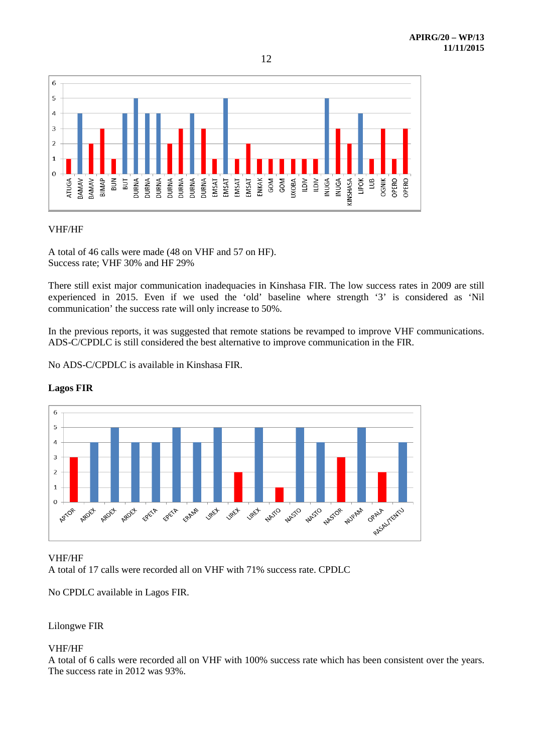VHF/HF

A total of 46 calls were made (48 on VHF and 57 on HF).
Success rate; VHF 30% and HF 29%

There still exist major communication inadequacies in Kinshasa FIR. The low success rates in 2009 are still experienced in 2015. Even if we used the 'old' baseline where strength '3' is considered as 'Nil communication' the success rate will only increase to 50%.

In the previous reports, it was suggested that remote stations be revamped to improve VHF communications. ADS-C/CPDLC is still considered the best alternative to improve communication in the FIR.

No ADS-C/CPDLC is available in Kinshasa FIR.

**Lagos FIR**

VHF/HF
A total of 17 calls were recorded all on VHF with 71% success rate. CPDLC

No CPDLC available in Lagos FIR.

Lilongwe FIR

VHF/HF
A total of 6 calls were recorded all on VHF with 100% success rate which has been consistent over the years. The success rate in 2012 was 93%.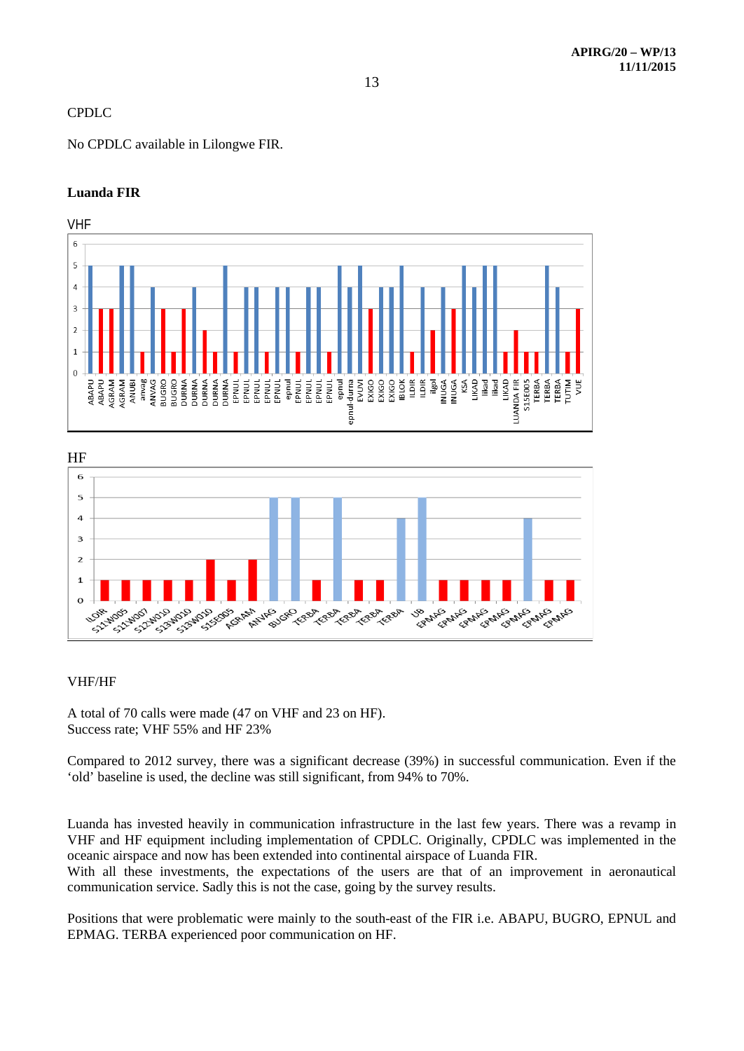CPDLC

No CPDLC available in Lilongwe FIR.

**Luanda FIR**

VHF

HF

VHF/HF

A total of 70 calls were made (47 on VHF and 23 on HF).
Success rate; VHF 55% and HF 23%

Compared to 2012 survey, there was a significant decrease (39%) in successful communication. Even if the 'old' baseline is used, the decline was still significant, from 94% to 70%.

Luanda has invested heavily in communication infrastructure in the last few years. There was a revamp in VHF and HF equipment including implementation of CPDLC. Originally, CPDLC was implemented in the oceanic airspace and now has been extended into continental airspace of Luanda FIR.
With all these investments, the expectations of the users are that of an improvement in aeronautical communication service. Sadly this is not the case, going by the survey results.

Positions that were problematic were mainly to the south-east of the FIR i.e. ABAPU, BUGRO, EPNUL and EPMAG. TERBA experienced poor communication on HF.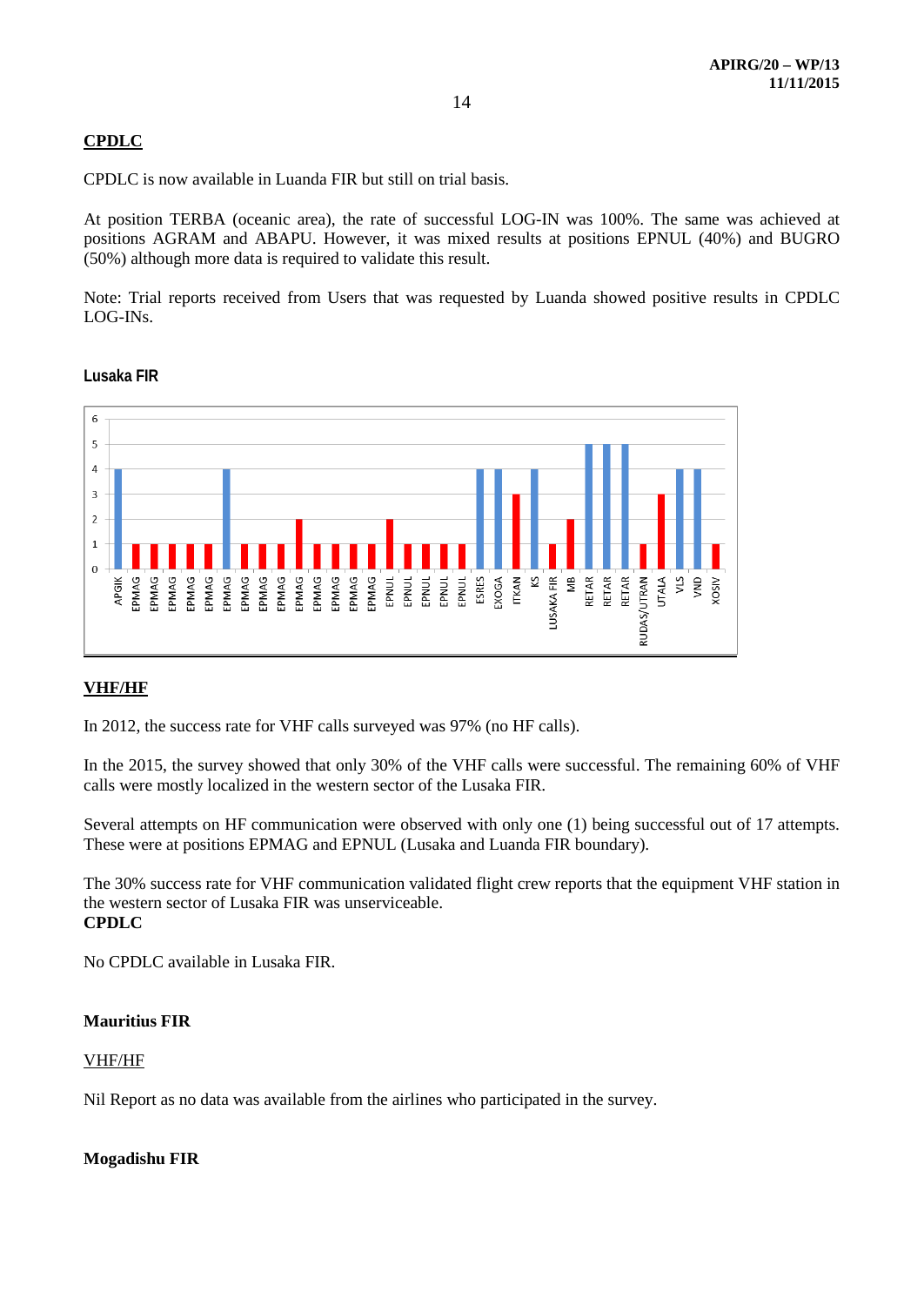## CPDLC

CPDLC is now available in Luanda FIR but still on trial basis.

At position TERBA (oceanic area), the rate of successful LOG-IN was 100%. The same was achieved at positions AGRAM and ABAPU. However, it was mixed results at positions EPNUL (40%) and BUGRO (50%) although more data is required to validate this result.

Note: Trial reports received from Users that was requested by Luanda showed positive results in CPDLC LOG-INs.

**Lusaka FIR**

## VHF/HF

In 2012, the success rate for VHF calls surveyed was 97% (no HF calls).

In the 2015, the survey showed that only 30% of the VHF calls were successful. The remaining 60% of VHF calls were mostly localized in the western sector of the Lusaka FIR.

Several attempts on HF communication were observed with only one (1) being successful out of 17 attempts. These were at positions EPMAG and EPNUL (Lusaka and Luanda FIR boundary).

The 30% success rate for VHF communication validated flight crew reports that the equipment VHF station in the western sector of Lusaka FIR was unserviceable.

**CPDLC**

No CPDLC available in Lusaka FIR.

### Mauritius FIR

VHF/HF

Nil Report as no data was available from the airlines who participated in the survey.

### Mogadishu FIR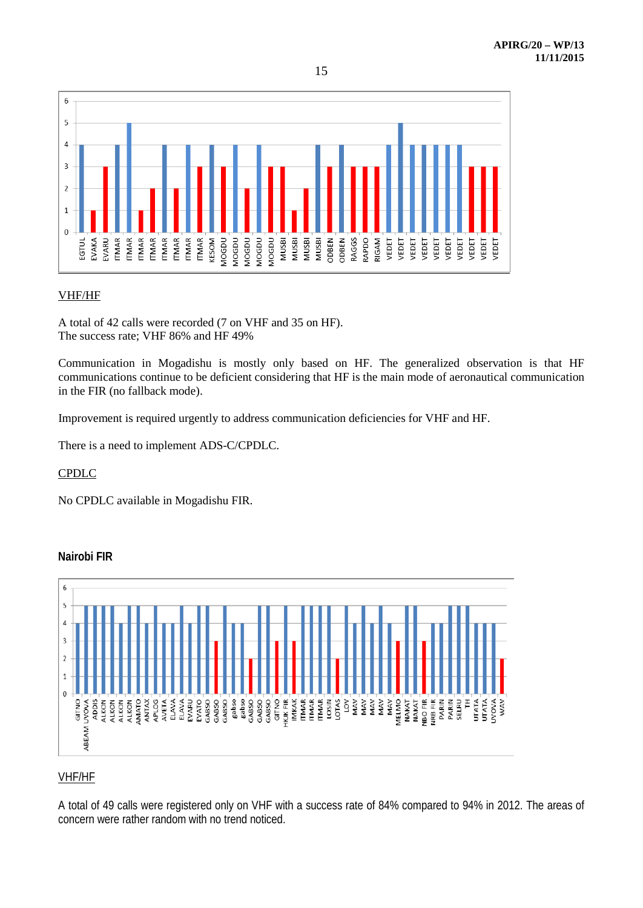VHF/HF

A total of 42 calls were recorded (7 on VHF and 35 on HF).
The success rate; VHF 86% and HF 49%

Communication in Mogadishu is mostly only based on HF. The generalized observation is that HF communications continue to be deficient considering that HF is the main mode of aeronautical communication in the FIR (no fallback mode).

Improvement is required urgently to address communication deficiencies for VHF and HF.

There is a need to implement ADS-C/CPDLC.

CPDLC

No CPDLC available in Mogadishu FIR.

**Nairobi FIR**

VHF/HF

A total of 49 calls were registered only on VHF with a success rate of 84% compared to 94% in 2012. The areas of concern were rather random with no trend noticed.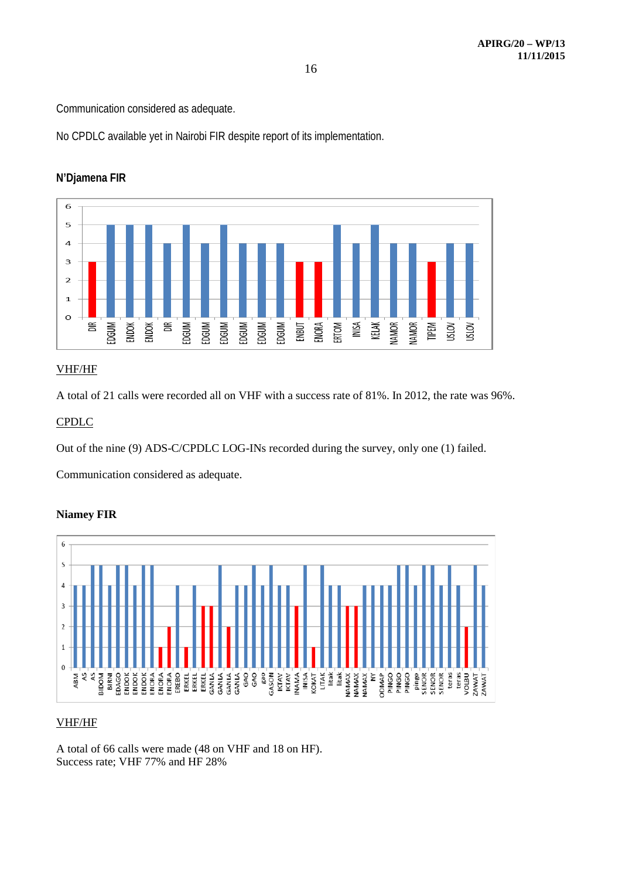Communication considered as adequate.

No CPDLC available yet in Nairobi FIR despite report of its implementation.

**N'Djamena FIR**

VHF/HF

A total of 21 calls were recorded all on VHF with a success rate of 81%. In 2012, the rate was 96%.

CPDLC

Out of the nine (9) ADS-C/CPDLC LOG-INs recorded during the survey, only one (1) failed.

Communication considered as adequate.

**Niamey FIR**

VHF/HF

A total of 66 calls were made (48 on VHF and 18 on HF).
Success rate; VHF 77% and HF 28%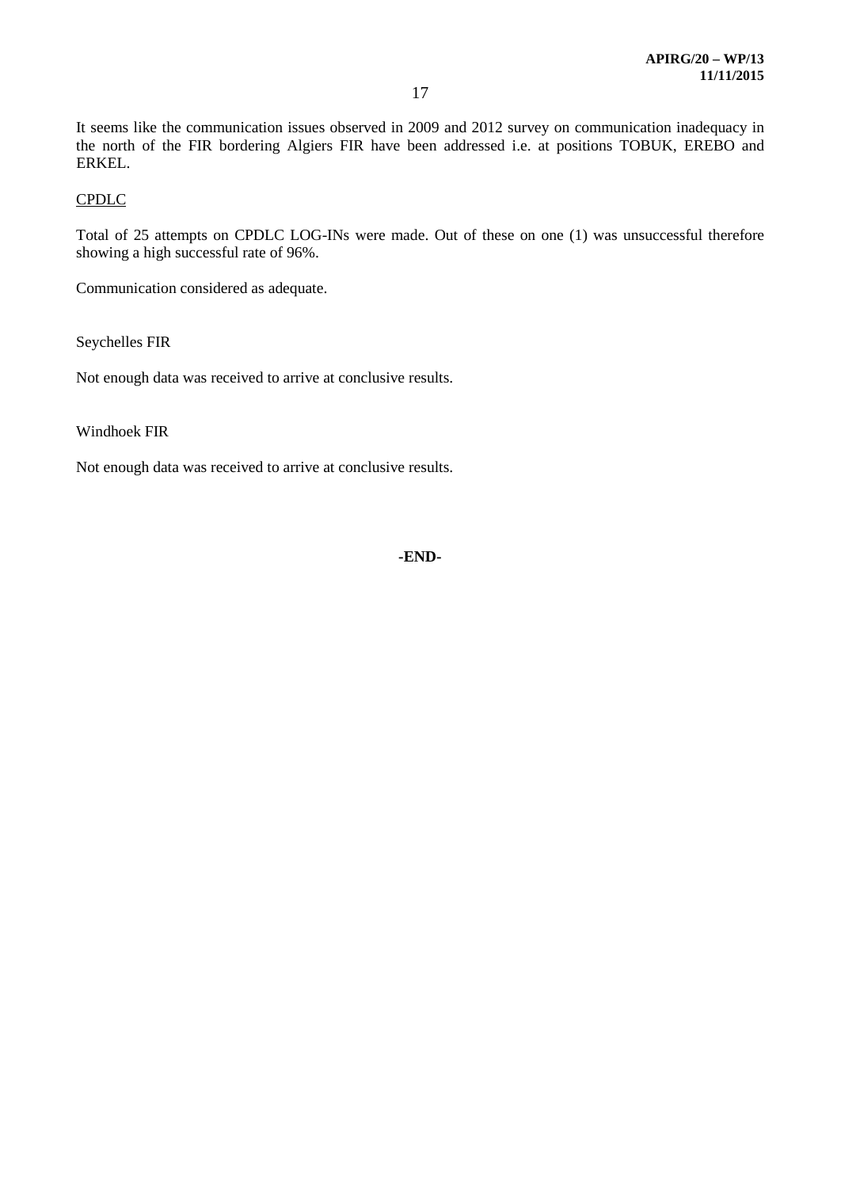It seems like the communication issues observed in 2009 and 2012 survey on communication inadequacy in the north of the FIR bordering Algiers FIR have been addressed i.e. at positions TOBUK, EREBO and ERKEL.

<u>CPDLC</u>

Total of 25 attempts on CPDLC LOG-INs were made. Out of these on one (1) was unsuccessful therefore showing a high successful rate of 96%.

Communication considered as adequate.

Seychelles FIR

Not enough data was received to arrive at conclusive results.

Windhoek FIR

Not enough data was received to arrive at conclusive results.

**-END-**